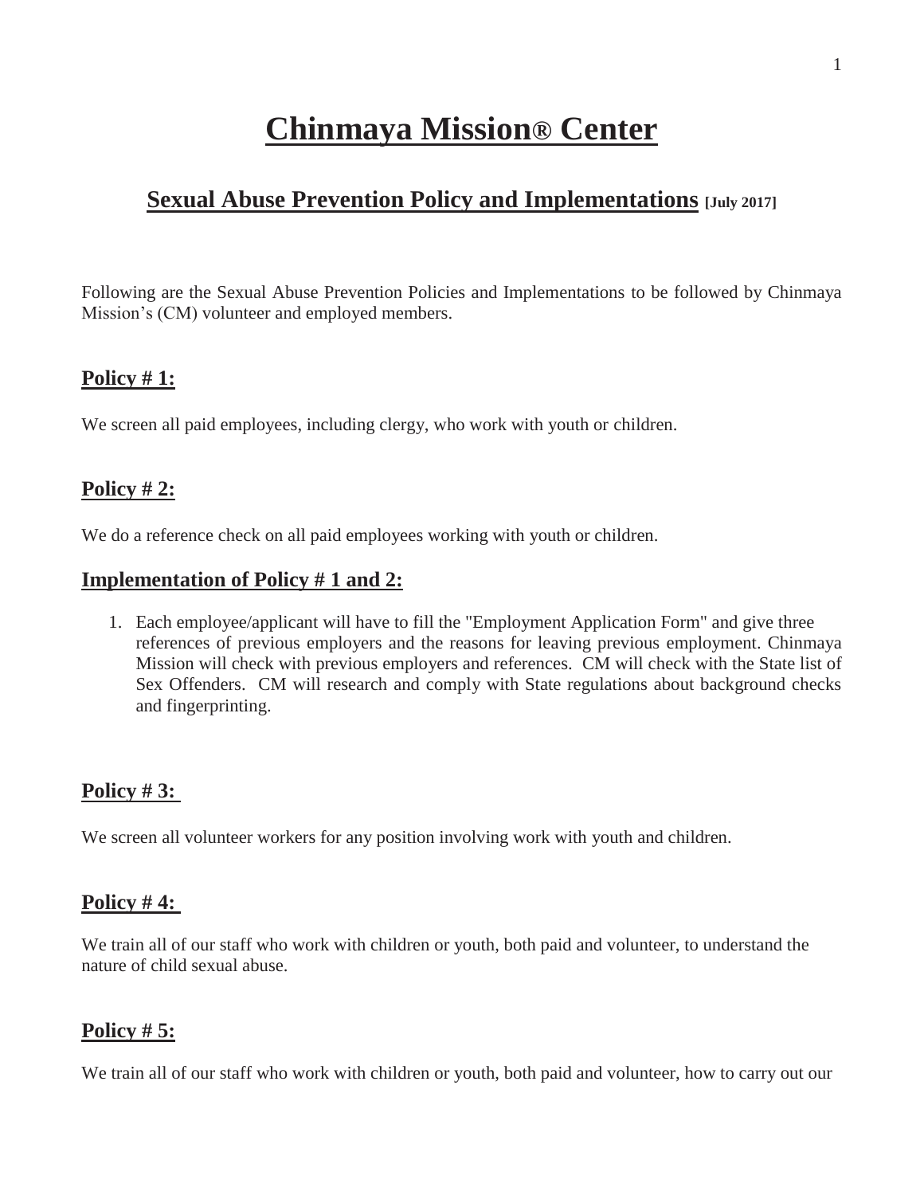# Chinmaya Mission® Center

## Sexual Abuse Prevention Policy and Implementations [July 2017]

Following are the Sexual Abuse Prevention Policies and Implementations to be followed by Chinmaya Mission's (CM) volunteer and employed members.

### Policy # 1:

We screen all paid employees, including clergy, who work with youth or children.

### Policy # 2:

We do a reference check on all paid employees working with youth or children.

### Implementation of Policy # 1 and 2:

1. Each employee/applicant will have to fill the "Employment Application Form" and give three references of previous employers and the reasons for leaving previous employment. Chinmaya Mission will check with previous employers and references. CM will check with the State list of Sex Offenders. CM will research and comply with State regulations about background checks and fingerprinting.

### Policy # 3:

We screen all volunteer workers for any position involving work with youth and children.

### Policy # 4:

We train all of our staff who work with children or youth, both paid and volunteer, to understand the nature of child sexual abuse.

### Policy # 5:

We train all of our staff who work with children or youth, both paid and volunteer, how to carry out our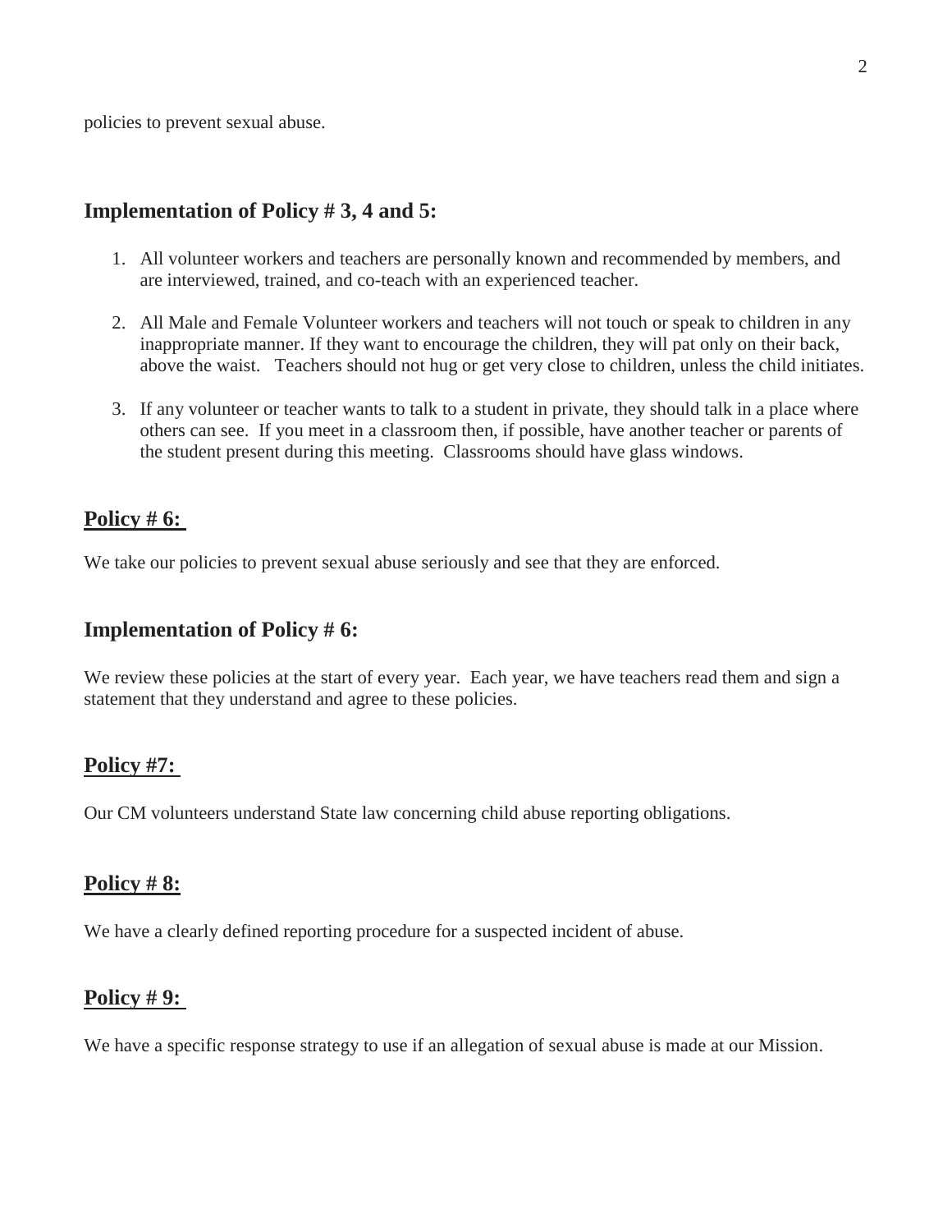policies to prevent sexual abuse.

## Implementation of Policy # 3, 4 and 5:

1. All volunteer workers and teachers are personally known and recommended by members, and are interviewed, trained, and co-teach with an experienced teacher.
2. All Male and Female Volunteer workers and teachers will not touch or speak to children in any inappropriate manner. If they want to encourage the children, they will pat only on their back, above the waist. Teachers should not hug or get very close to children, unless the child initiates.
3. If any volunteer or teacher wants to talk to a student in private, they should talk in a place where others can see. If you meet in a classroom then, if possible, have another teacher or parents of the student present during this meeting. Classrooms should have glass windows.

## Policy # 6:

We take our policies to prevent sexual abuse seriously and see that they are enforced.

## Implementation of Policy # 6:

We review these policies at the start of every year. Each year, we have teachers read them and sign a statement that they understand and agree to these policies.

## Policy #7:

Our CM volunteers understand State law concerning child abuse reporting obligations.

## Policy # 8:

We have a clearly defined reporting procedure for a suspected incident of abuse.

## Policy # 9:

We have a specific response strategy to use if an allegation of sexual abuse is made at our Mission.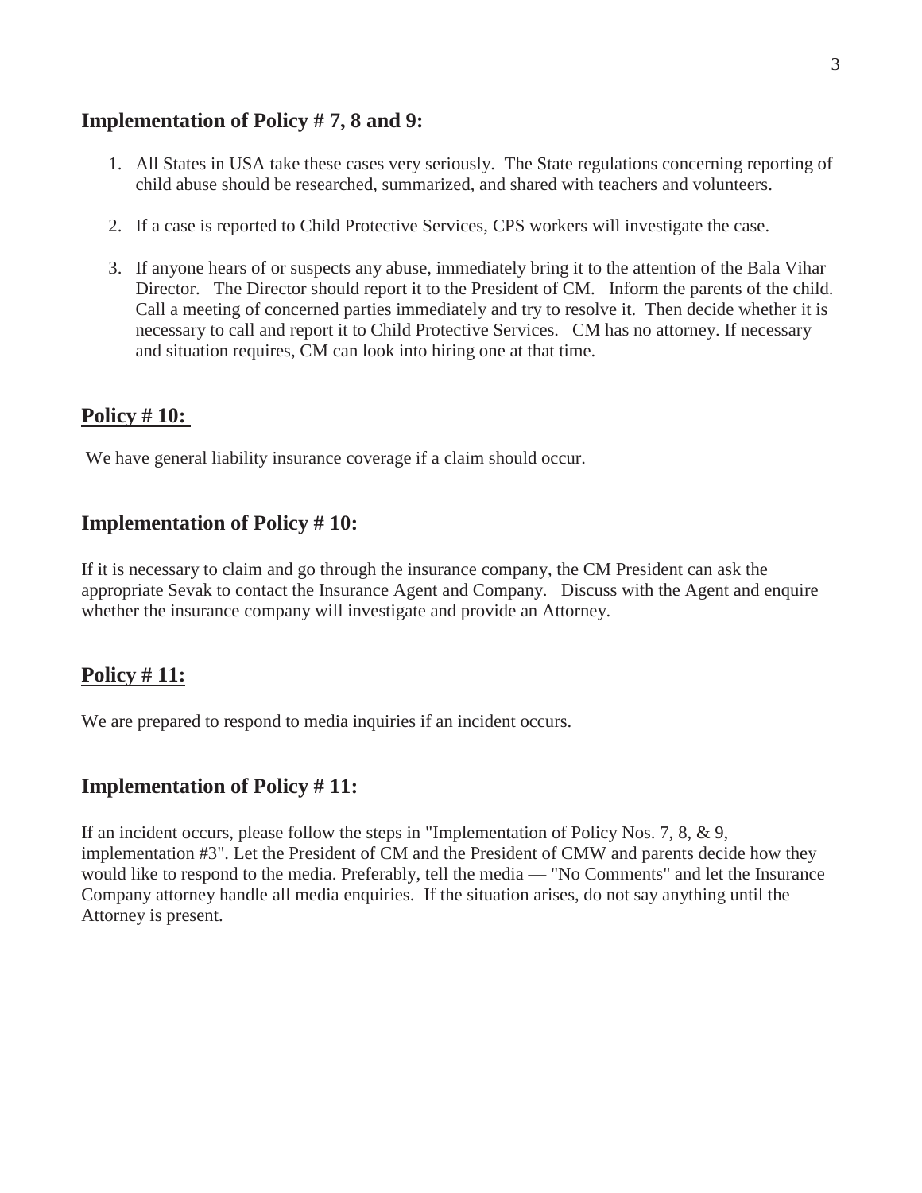## Implementation of Policy # 7, 8 and 9:

1. All States in USA take these cases very seriously. The State regulations concerning reporting of child abuse should be researched, summarized, and shared with teachers and volunteers.
2. If a case is reported to Child Protective Services, CPS workers will investigate the case.
3. If anyone hears of or suspects any abuse, immediately bring it to the attention of the Bala Vihar Director. The Director should report it to the President of CM. Inform the parents of the child. Call a meeting of concerned parties immediately and try to resolve it. Then decide whether it is necessary to call and report it to Child Protective Services. CM has no attorney. If necessary and situation requires, CM can look into hiring one at that time.

## Policy # 10:

We have general liability insurance coverage if a claim should occur.

## Implementation of Policy # 10:

If it is necessary to claim and go through the insurance company, the CM President can ask the appropriate Sevak to contact the Insurance Agent and Company. Discuss with the Agent and enquire whether the insurance company will investigate and provide an Attorney.

## Policy # 11:

We are prepared to respond to media inquiries if an incident occurs.

## Implementation of Policy # 11:

If an incident occurs, please follow the steps in "Implementation of Policy Nos. 7, 8, & 9, implementation #3". Let the President of CM and the President of CMW and parents decide how they would like to respond to the media. Preferably, tell the media — "No Comments" and let the Insurance Company attorney handle all media enquiries. If the situation arises, do not say anything until the Attorney is present.